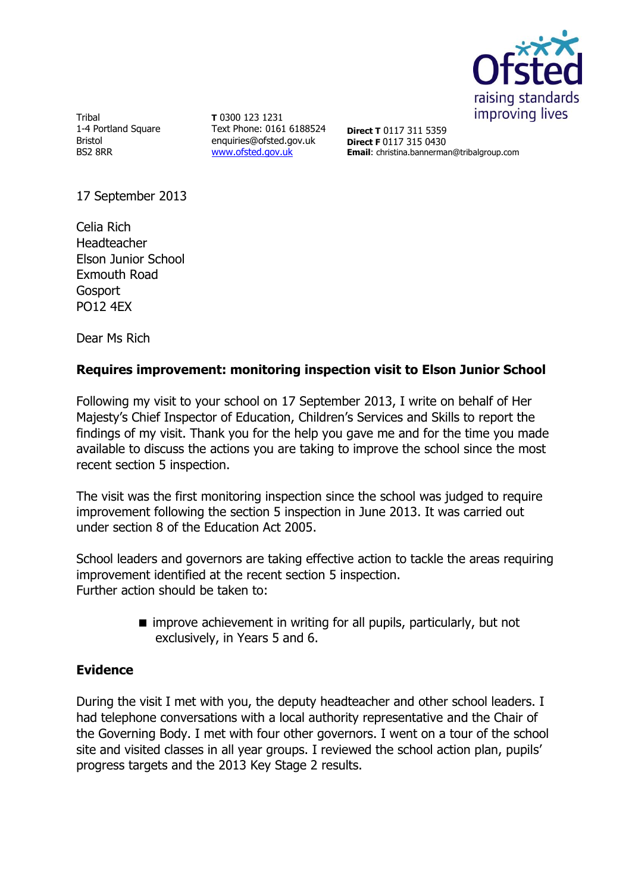Tribal
1-4 Portland Square
Bristol
BS2 8RR

**T** 0300 123 1231
Text Phone: 0161 6188524
enquiries@ofsted.gov.uk
www.ofsted.gov.uk

**Direct T** 0117 311 5359
**Direct F** 0117 315 0430
**Email**: christina.bannerman@tribalgroup.com

17 September 2013

Celia Rich
Headteacher
Elson Junior School
Exmouth Road
Gosport
PO12 4EX

Dear Ms Rich

**Requires improvement: monitoring inspection visit to Elson Junior School**

Following my visit to your school on 17 September 2013, I write on behalf of Her Majesty's Chief Inspector of Education, Children's Services and Skills to report the findings of my visit. Thank you for the help you gave me and for the time you made available to discuss the actions you are taking to improve the school since the most recent section 5 inspection.

The visit was the first monitoring inspection since the school was judged to require improvement following the section 5 inspection in June 2013. It was carried out under section 8 of the Education Act 2005.

School leaders and governors are taking effective action to tackle the areas requiring improvement identified at the recent section 5 inspection.
Further action should be taken to:

- improve achievement in writing for all pupils, particularly, but not exclusively, in Years 5 and 6.

**Evidence**

During the visit I met with you, the deputy headteacher and other school leaders. I had telephone conversations with a local authority representative and the Chair of the Governing Body. I met with four other governors. I went on a tour of the school site and visited classes in all year groups. I reviewed the school action plan, pupils' progress targets and the 2013 Key Stage 2 results.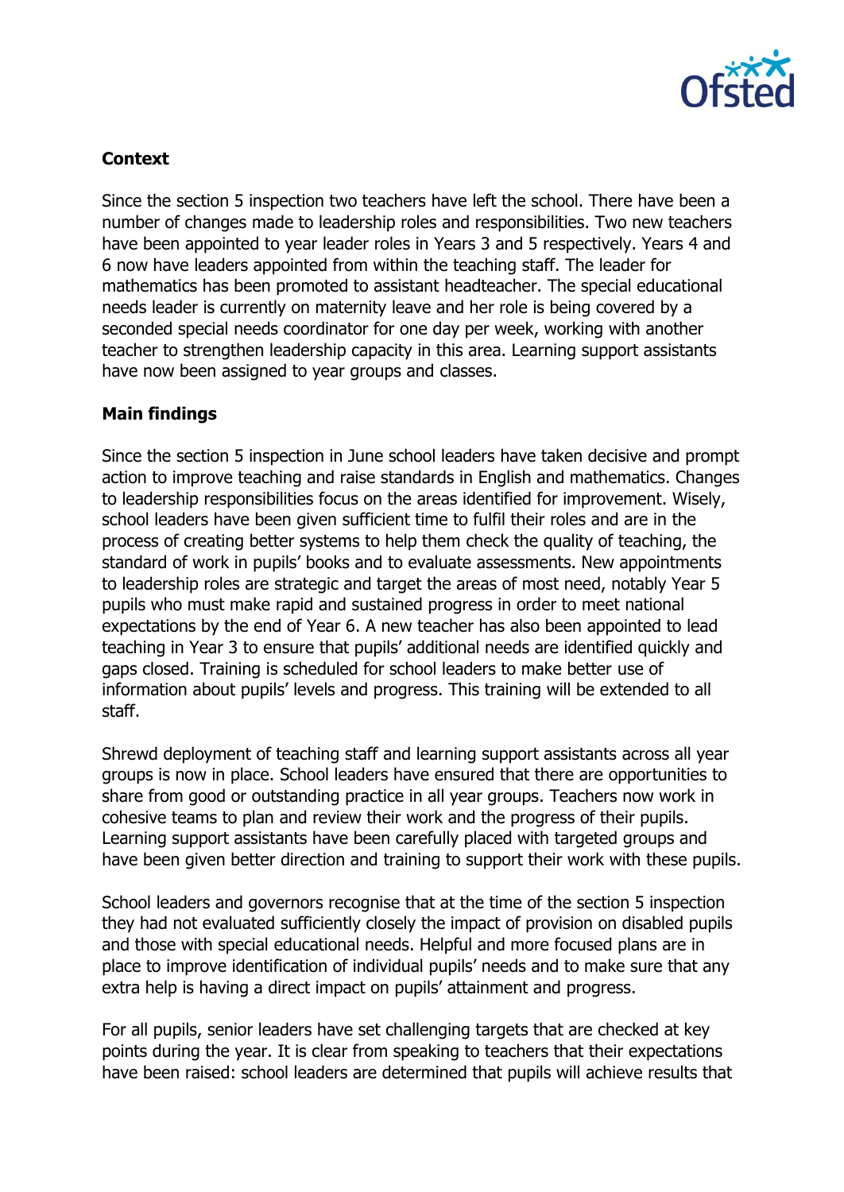**Context**

Since the section 5 inspection two teachers have left the school. There have been a number of changes made to leadership roles and responsibilities. Two new teachers have been appointed to year leader roles in Years 3 and 5 respectively. Years 4 and 6 now have leaders appointed from within the teaching staff. The leader for mathematics has been promoted to assistant headteacher. The special educational needs leader is currently on maternity leave and her role is being covered by a seconded special needs coordinator for one day per week, working with another teacher to strengthen leadership capacity in this area. Learning support assistants have now been assigned to year groups and classes.

**Main findings**

Since the section 5 inspection in June school leaders have taken decisive and prompt action to improve teaching and raise standards in English and mathematics. Changes to leadership responsibilities focus on the areas identified for improvement. Wisely, school leaders have been given sufficient time to fulfil their roles and are in the process of creating better systems to help them check the quality of teaching, the standard of work in pupils' books and to evaluate assessments. New appointments to leadership roles are strategic and target the areas of most need, notably Year 5 pupils who must make rapid and sustained progress in order to meet national expectations by the end of Year 6. A new teacher has also been appointed to lead teaching in Year 3 to ensure that pupils' additional needs are identified quickly and gaps closed. Training is scheduled for school leaders to make better use of information about pupils' levels and progress. This training will be extended to all staff.

Shrewd deployment of teaching staff and learning support assistants across all year groups is now in place. School leaders have ensured that there are opportunities to share from good or outstanding practice in all year groups. Teachers now work in cohesive teams to plan and review their work and the progress of their pupils. Learning support assistants have been carefully placed with targeted groups and have been given better direction and training to support their work with these pupils.

School leaders and governors recognise that at the time of the section 5 inspection they had not evaluated sufficiently closely the impact of provision on disabled pupils and those with special educational needs. Helpful and more focused plans are in place to improve identification of individual pupils' needs and to make sure that any extra help is having a direct impact on pupils' attainment and progress.

For all pupils, senior leaders have set challenging targets that are checked at key points during the year. It is clear from speaking to teachers that their expectations have been raised: school leaders are determined that pupils will achieve results that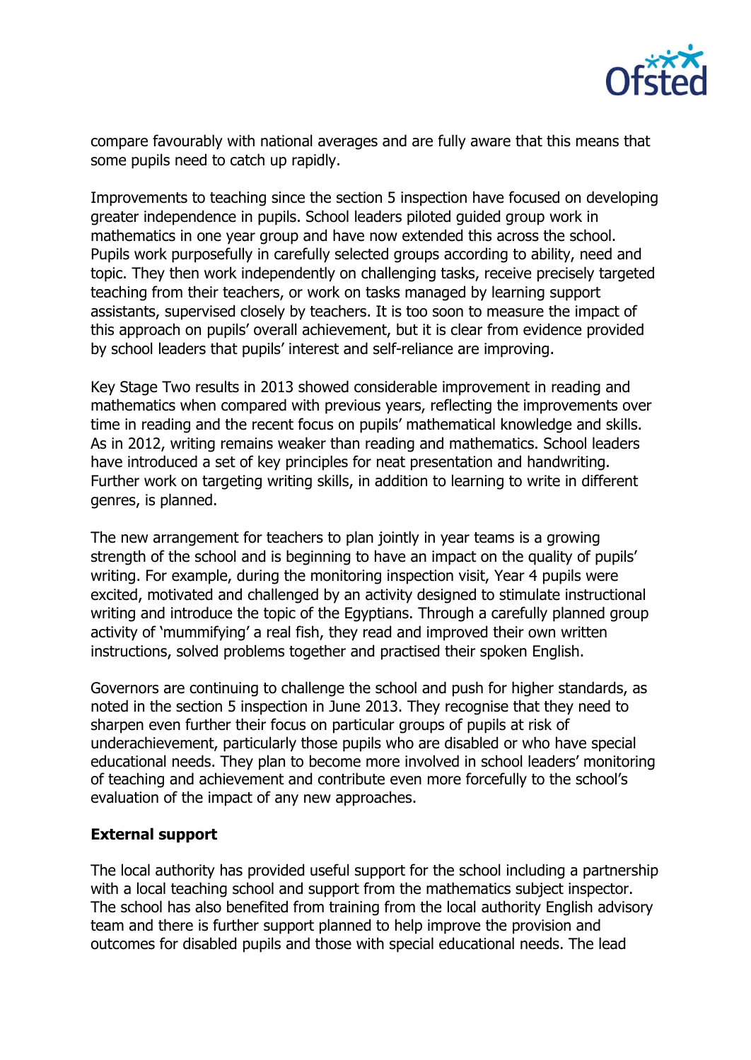compare favourably with national averages and are fully aware that this means that some pupils need to catch up rapidly.

Improvements to teaching since the section 5 inspection have focused on developing greater independence in pupils. School leaders piloted guided group work in mathematics in one year group and have now extended this across the school. Pupils work purposefully in carefully selected groups according to ability, need and topic. They then work independently on challenging tasks, receive precisely targeted teaching from their teachers, or work on tasks managed by learning support assistants, supervised closely by teachers. It is too soon to measure the impact of this approach on pupils' overall achievement, but it is clear from evidence provided by school leaders that pupils' interest and self-reliance are improving.

Key Stage Two results in 2013 showed considerable improvement in reading and mathematics when compared with previous years, reflecting the improvements over time in reading and the recent focus on pupils' mathematical knowledge and skills. As in 2012, writing remains weaker than reading and mathematics. School leaders have introduced a set of key principles for neat presentation and handwriting. Further work on targeting writing skills, in addition to learning to write in different genres, is planned.

The new arrangement for teachers to plan jointly in year teams is a growing strength of the school and is beginning to have an impact on the quality of pupils' writing. For example, during the monitoring inspection visit, Year 4 pupils were excited, motivated and challenged by an activity designed to stimulate instructional writing and introduce the topic of the Egyptians. Through a carefully planned group activity of 'mummifying' a real fish, they read and improved their own written instructions, solved problems together and practised their spoken English.

Governors are continuing to challenge the school and push for higher standards, as noted in the section 5 inspection in June 2013. They recognise that they need to sharpen even further their focus on particular groups of pupils at risk of underachievement, particularly those pupils who are disabled or who have special educational needs. They plan to become more involved in school leaders' monitoring of teaching and achievement and contribute even more forcefully to the school's evaluation of the impact of any new approaches.

**External support**

The local authority has provided useful support for the school including a partnership with a local teaching school and support from the mathematics subject inspector. The school has also benefited from training from the local authority English advisory team and there is further support planned to help improve the provision and outcomes for disabled pupils and those with special educational needs. The lead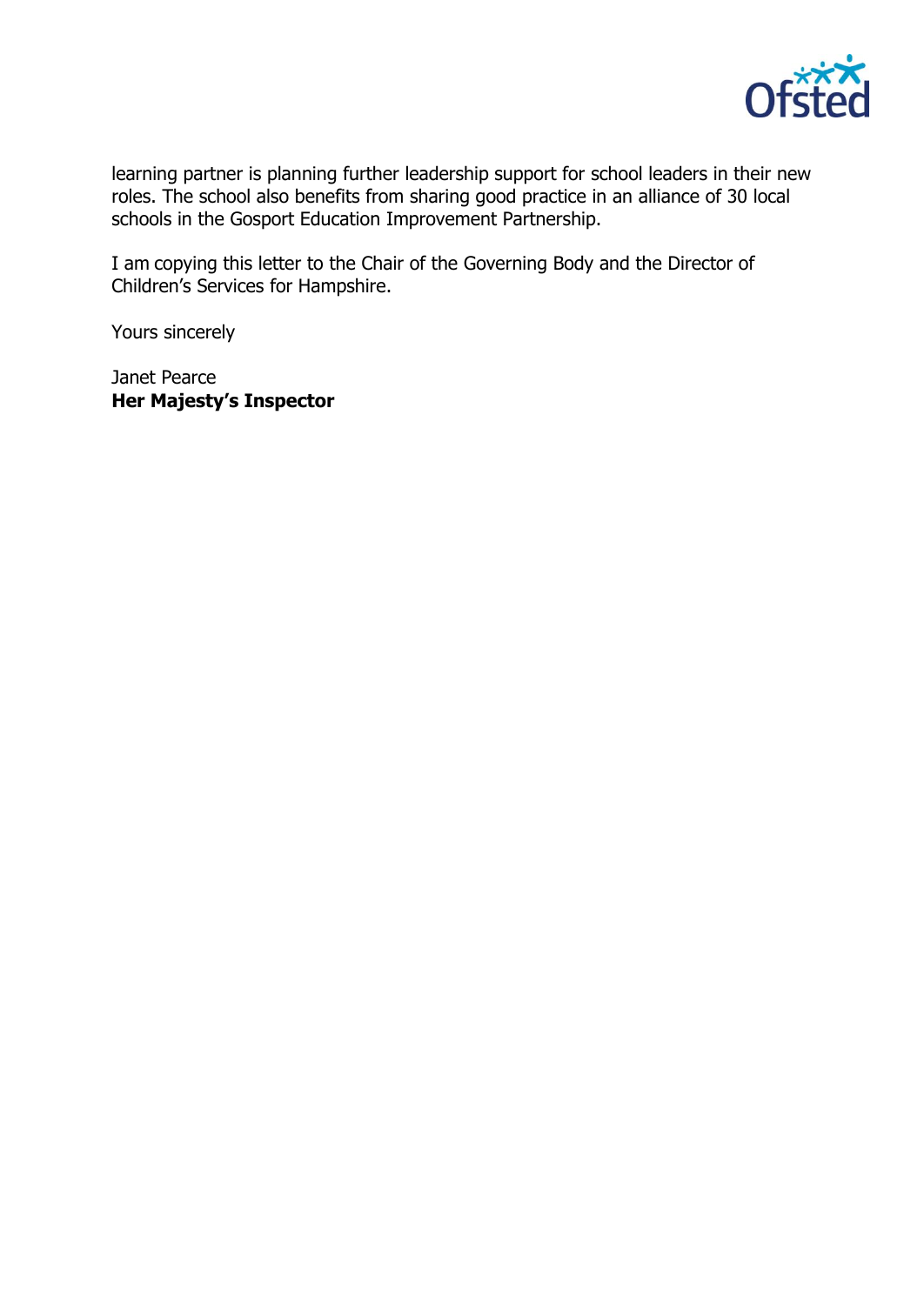learning partner is planning further leadership support for school leaders in their new roles. The school also benefits from sharing good practice in an alliance of 30 local schools in the Gosport Education Improvement Partnership.

I am copying this letter to the Chair of the Governing Body and the Director of Children's Services for Hampshire.

Yours sincerely

Janet Pearce
**Her Majesty's Inspector**